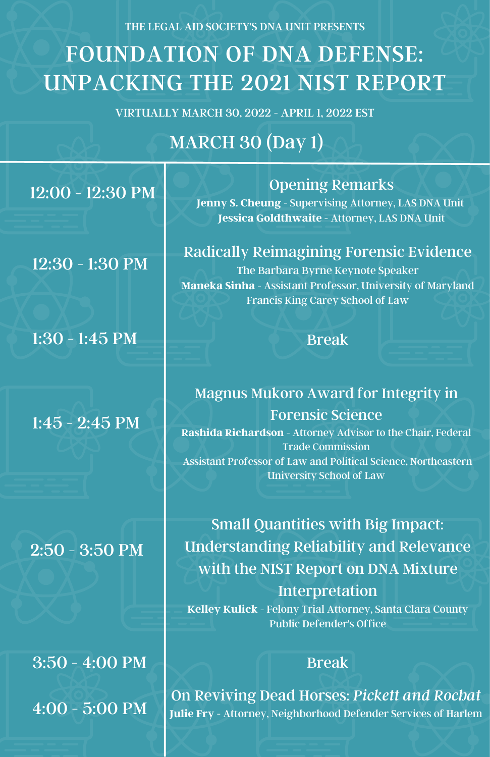THE LEGAL AID SOCIETY'S DNA UNIT PRESENTS

# FOUNDATION OF DNA DEFENSE: UNPACKING THE 2021 NIST REPORT

VIRTUALLY MARCH 30, 2022 - APRIL 1, 2022 EST

## MARCH 30 (Day 1)

| Time | Session |
| --- | --- |
| 12:00 - 12:30 PM | Opening Remarks<br>**Jenny S. Cheung** - Supervising Attorney, LAS DNA Unit<br>**Jessica Goldthwaite** - Attorney, LAS DNA Unit |
| 12:30 - 1:30 PM | Radically Reimagining Forensic Evidence<br>The Barbara Byrne Keynote Speaker<br>**Maneka Sinha** - Assistant Professor, University of Maryland Francis King Carey School of Law |
| 1:30 - 1:45 PM | Break |
| 1:45 - 2:45 PM | Magnus Mukoro Award for Integrity in Forensic Science<br>**Rashida Richardson** - Attorney Advisor to the Chair, Federal Trade Commission<br>Assistant Professor of Law and Political Science, Northeastern University School of Law |
| 2:50 - 3:50 PM | Small Quantities with Big Impact: Understanding Reliability and Relevance with the NIST Report on DNA Mixture Interpretation<br>**Kelley Kulick** - Felony Trial Attorney, Santa Clara County Public Defender's Office |
| 3:50 - 4:00 PM | Break |
| 4:00 - 5:00 PM | On Reviving Dead Horses: *Pickett and Rochat*<br>**Julie Fry** - Attorney, Neighborhood Defender Services of Harlem |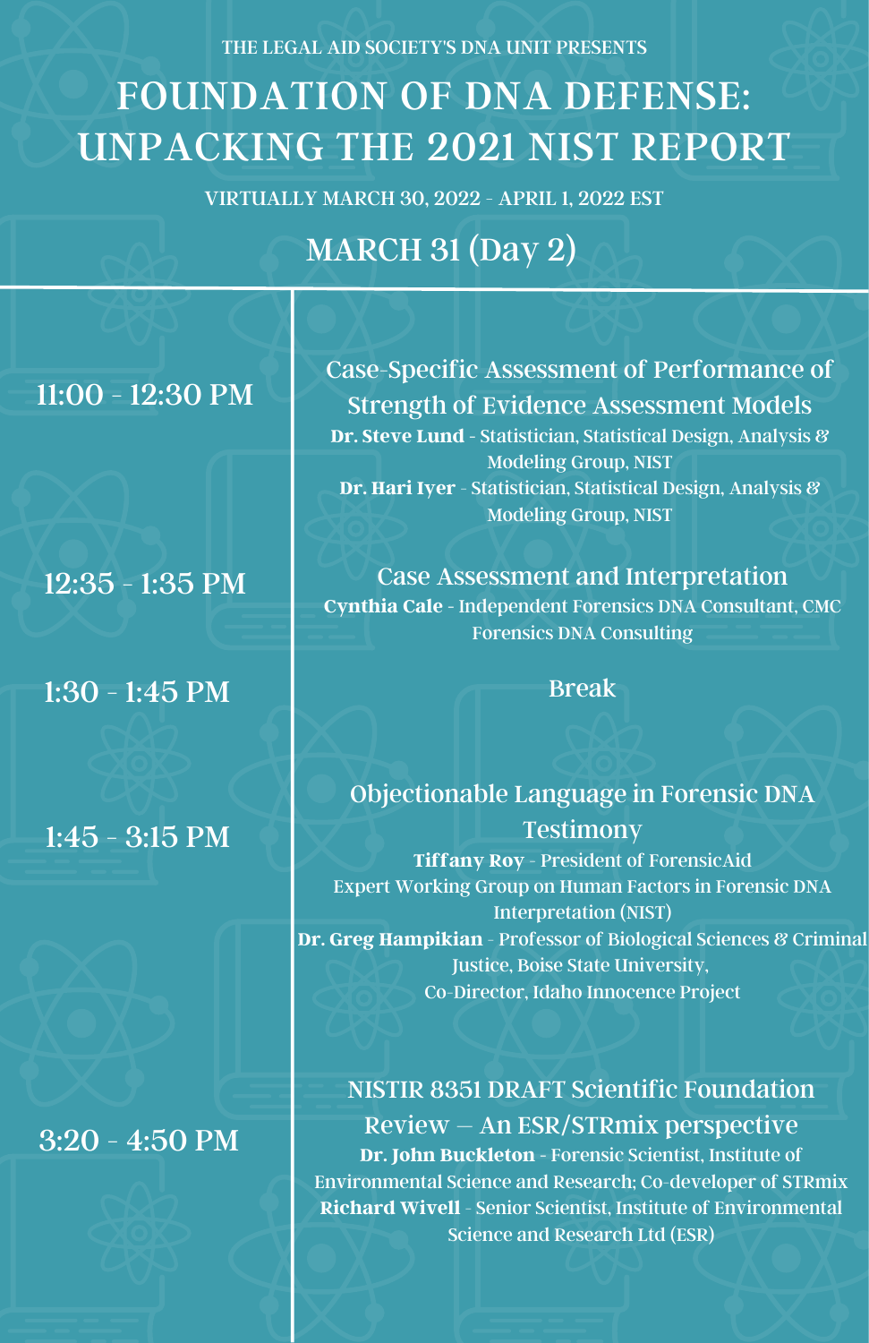THE LEGAL AID SOCIETY'S DNA UNIT PRESENTS

# FOUNDATION OF DNA DEFENSE: UNPACKING THE 2021 NIST REPORT

VIRTUALLY MARCH 30, 2022 - APRIL 1, 2022 EST

## MARCH 31 (Day 2)

| Time | Session |
| --- | --- |
| 11:00 - 12:30 PM | **Case-Specific Assessment of Performance of Strength of Evidence Assessment Models**<br>**Dr. Steve Lund** - Statistician, Statistical Design, Analysis & Modeling Group, NIST<br>**Dr. Hari Iyer** - Statistician, Statistical Design, Analysis & Modeling Group, NIST |
| 12:35 - 1:35 PM | **Case Assessment and Interpretation**<br>**Cynthia Cale** - Independent Forensics DNA Consultant, CMC Forensics DNA Consulting |
| 1:30 - 1:45 PM | Break |
| 1:45 - 3:15 PM | **Objectionable Language in Forensic DNA Testimony**<br>**Tiffany Roy** - President of ForensicAid<br>Expert Working Group on Human Factors in Forensic DNA Interpretation (NIST)<br>**Dr. Greg Hampikian** - Professor of Biological Sciences & Criminal Justice, Boise State University,<br>Co-Director, Idaho Innocence Project |
| 3:20 - 4:50 PM | **NISTIR 8351 DRAFT Scientific Foundation Review – An ESR/STRmix perspective**<br>**Dr. John Buckleton** - Forensic Scientist, Institute of Environmental Science and Research; Co-developer of STRmix<br>**Richard Wivell** - Senior Scientist, Institute of Environmental Science and Research Ltd (ESR) |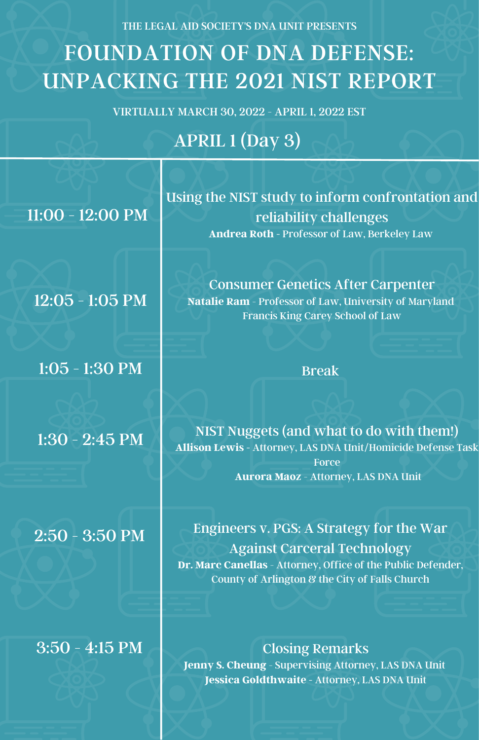THE LEGAL AID SOCIETY'S DNA UNIT PRESENTS

# FOUNDATION OF DNA DEFENSE: UNPACKING THE 2021 NIST REPORT

VIRTUALLY MARCH 30, 2022 - APRIL 1, 2022 EST

## APRIL 1 (Day 3)

| | |
|---|---|
| 11:00 - 12:00 PM | Using the NIST study to inform confrontation and reliability challenges<br>**Andrea Roth** - Professor of Law, Berkeley Law |
| 12:05 - 1:05 PM | Consumer Genetics After Carpenter<br>**Natalie Ram** - Professor of Law, University of Maryland Francis King Carey School of Law |
| 1:05 - 1:30 PM | Break |
| 1:30 - 2:45 PM | NIST Nuggets (and what to do with them!)<br>**Allison Lewis** - Attorney, LAS DNA Unit/Homicide Defense Task Force<br>**Aurora Maoz** - Attorney, LAS DNA Unit |
| 2:50 - 3:50 PM | Engineers v. PGS: A Strategy for the War Against Carceral Technology<br>**Dr. Marc Canellas** - Attorney, Office of the Public Defender, County of Arlington & the City of Falls Church |
| 3:50 - 4:15 PM | Closing Remarks<br>**Jenny S. Cheung** - Supervising Attorney, LAS DNA Unit<br>**Jessica Goldthwaite** - Attorney, LAS DNA Unit |